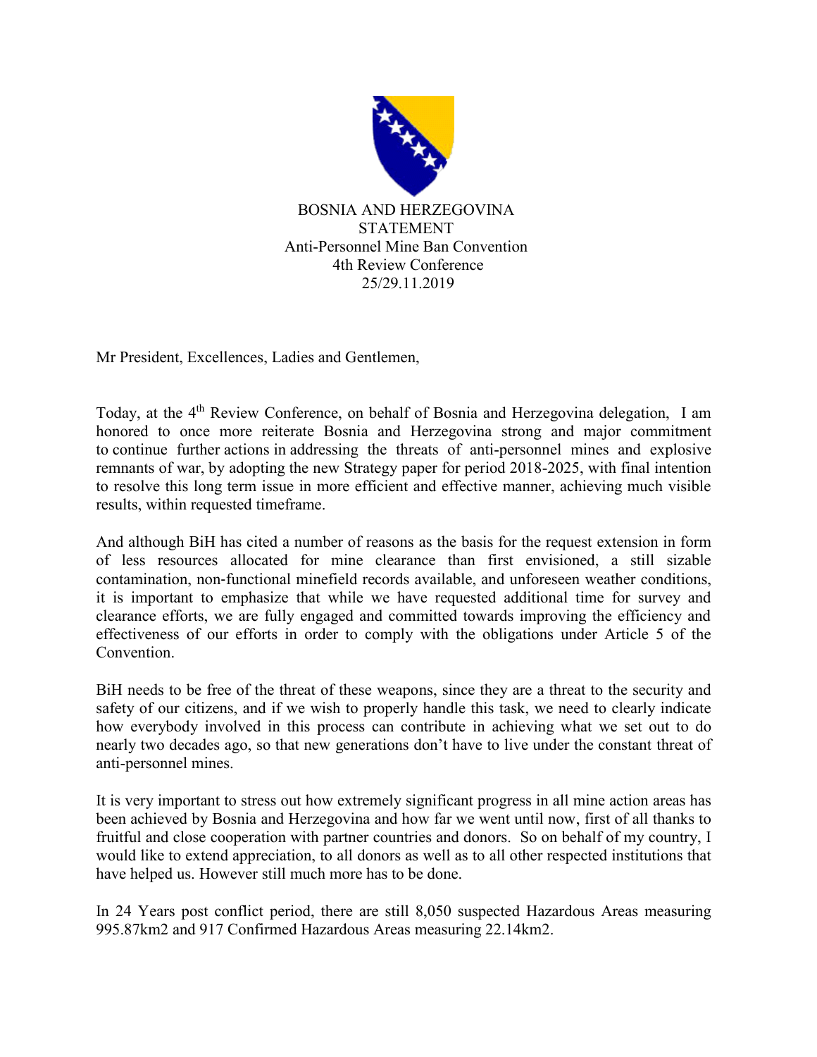BOSNIA AND HERZEGOVINA
STATEMENT
Anti-Personnel Mine Ban Convention
4th Review Conference
25/29.11.2019

Mr President, Excellences, Ladies and Gentlemen,

Today, at the 4th Review Conference, on behalf of Bosnia and Herzegovina delegation, I am honored to once more reiterate Bosnia and Herzegovina strong and major commitment to continue further actions in addressing the threats of anti-personnel mines and explosive remnants of war, by adopting the new Strategy paper for period 2018-2025, with final intention to resolve this long term issue in more efficient and effective manner, achieving much visible results, within requested timeframe.

And although BiH has cited a number of reasons as the basis for the request extension in form of less resources allocated for mine clearance than first envisioned, a still sizable contamination, non-functional minefield records available, and unforeseen weather conditions, it is important to emphasize that while we have requested additional time for survey and clearance efforts, we are fully engaged and committed towards improving the efficiency and effectiveness of our efforts in order to comply with the obligations under Article 5 of the Convention.

BiH needs to be free of the threat of these weapons, since they are a threat to the security and safety of our citizens, and if we wish to properly handle this task, we need to clearly indicate how everybody involved in this process can contribute in achieving what we set out to do nearly two decades ago, so that new generations don't have to live under the constant threat of anti-personnel mines.

It is very important to stress out how extremely significant progress in all mine action areas has been achieved by Bosnia and Herzegovina and how far we went until now, first of all thanks to fruitful and close cooperation with partner countries and donors. So on behalf of my country, I would like to extend appreciation, to all donors as well as to all other respected institutions that have helped us. However still much more has to be done.

In 24 Years post conflict period, there are still 8,050 suspected Hazardous Areas measuring 995.87km2 and 917 Confirmed Hazardous Areas measuring 22.14km2.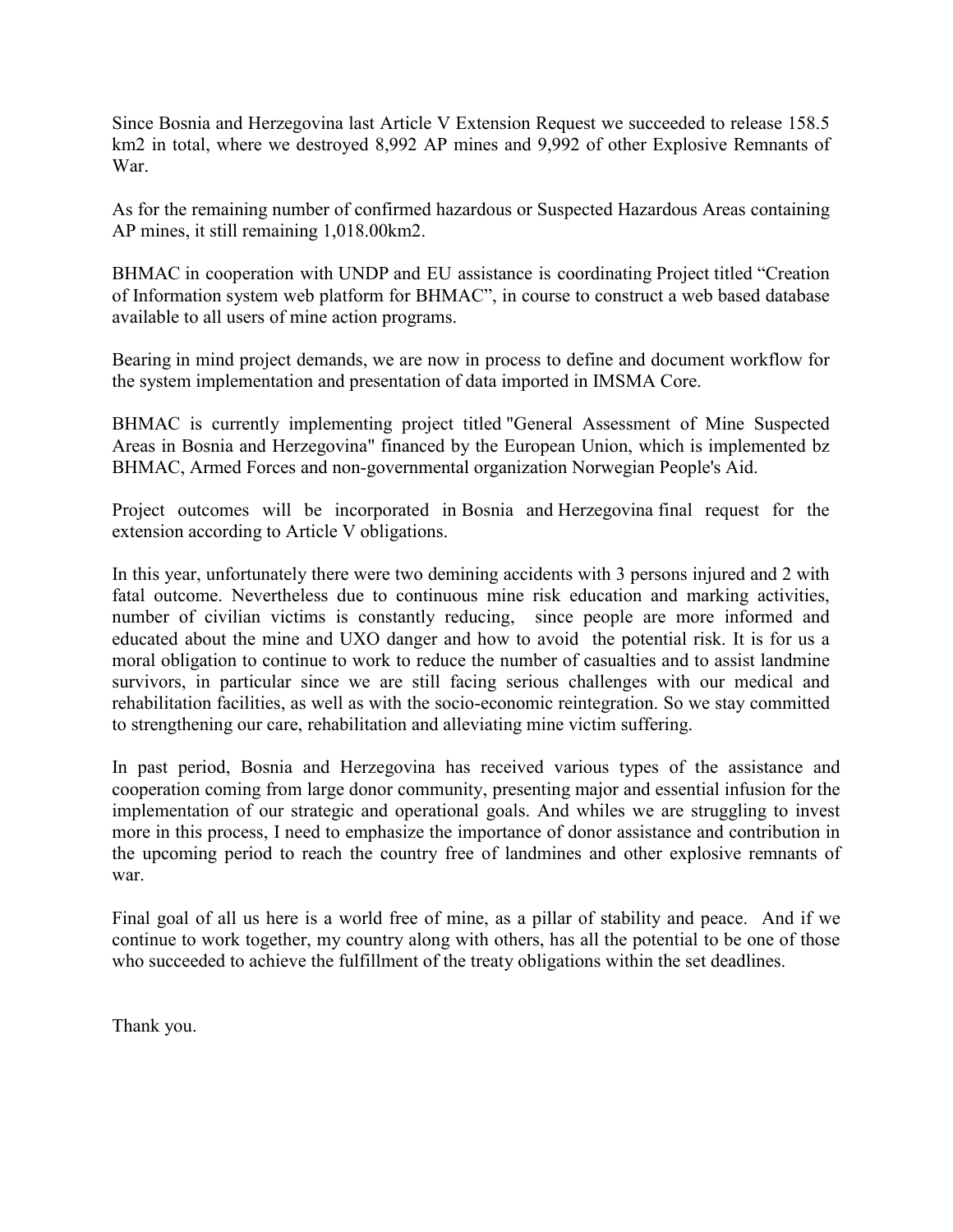Since Bosnia and Herzegovina last Article V Extension Request we succeeded to release 158.5 km2 in total, where we destroyed 8,992 AP mines and 9,992 of other Explosive Remnants of War.

As for the remaining number of confirmed hazardous or Suspected Hazardous Areas containing AP mines, it still remaining 1,018.00km2.

BHMAC in cooperation with UNDP and EU assistance is coordinating Project titled "Creation of Information system web platform for BHMAC", in course to construct a web based database available to all users of mine action programs.

Bearing in mind project demands, we are now in process to define and document workflow for the system implementation and presentation of data imported in IMSMA Core.

BHMAC is currently implementing project titled "General Assessment of Mine Suspected Areas in Bosnia and Herzegovina" financed by the European Union, which is implemented bz BHMAC, Armed Forces and non-governmental organization Norwegian People's Aid.

Project outcomes will be incorporated in Bosnia and Herzegovina final request for the extension according to Article V obligations.

In this year, unfortunately there were two demining accidents with 3 persons injured and 2 with fatal outcome. Nevertheless due to continuous mine risk education and marking activities, number of civilian victims is constantly reducing, since people are more informed and educated about the mine and UXO danger and how to avoid the potential risk. It is for us a moral obligation to continue to work to reduce the number of casualties and to assist landmine survivors, in particular since we are still facing serious challenges with our medical and rehabilitation facilities, as well as with the socio-economic reintegration. So we stay committed to strengthening our care, rehabilitation and alleviating mine victim suffering.

In past period, Bosnia and Herzegovina has received various types of the assistance and cooperation coming from large donor community, presenting major and essential infusion for the implementation of our strategic and operational goals. And whiles we are struggling to invest more in this process, I need to emphasize the importance of donor assistance and contribution in the upcoming period to reach the country free of landmines and other explosive remnants of war.

Final goal of all us here is a world free of mine, as a pillar of stability and peace. And if we continue to work together, my country along with others, has all the potential to be one of those who succeeded to achieve the fulfillment of the treaty obligations within the set deadlines.

Thank you.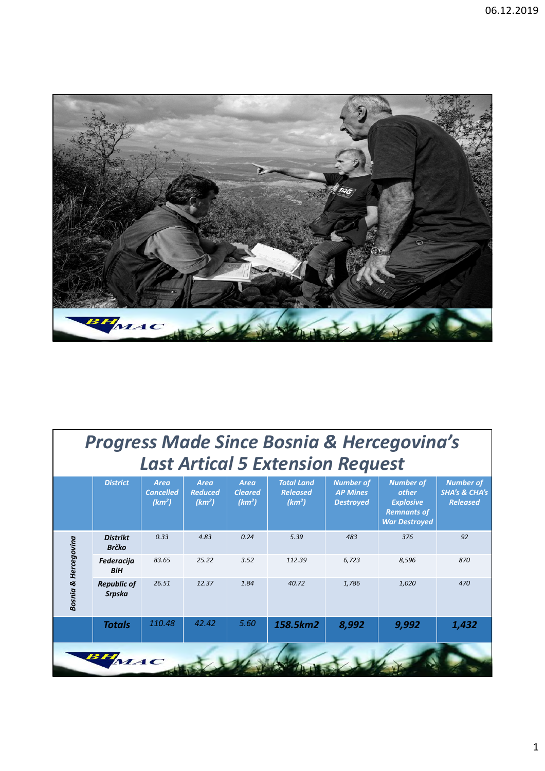## Progress Made Since Bosnia & Hercegovina's Last Artical 5 Extension Request

| | District | Area Cancelled ($km^2$) | Area Reduced ($km^2$) | Area Cleared ($km^2$) | Total Land Released ($km^2$) | Number of AP Mines Destroyed | Number of other Explosive Remnants of War Destroyed | Number of SHA's & CHA's Released |
|---|---|---|---|---|---|---|---|---|
| Bosnia & Hercegovina | Distrikt Brčko | 0.33 | 4.83 | 0.24 | 5.39 | 483 | 376 | 92 |
| | Federacija BiH | 83.65 | 25.22 | 3.52 | 112.39 | 6,723 | 8,596 | 870 |
| | Republic of Srpska | 26.51 | 12.37 | 1.84 | 40.72 | 1,786 | 1,020 | 470 |
| | **Totals** | 110.48 | 42.42 | 5.60 | **158.5km2** | **8,992** | **9,992** | **1,432** |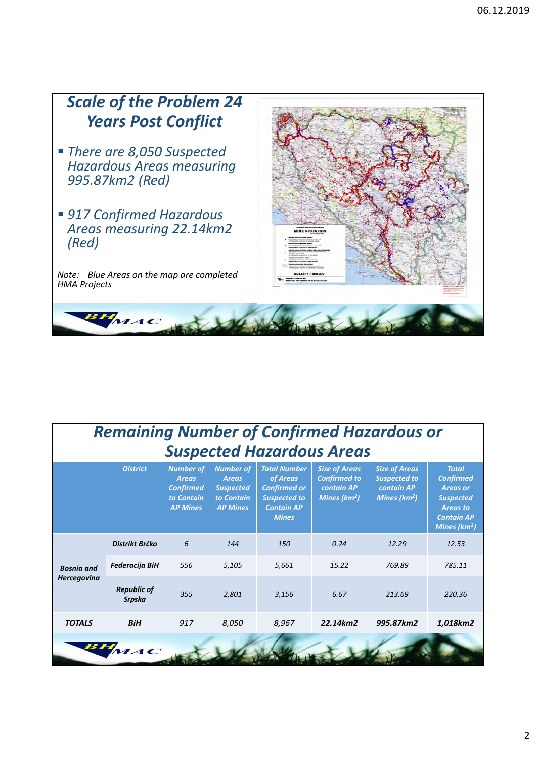## *Scale of the Problem 24 Years Post Conflict*

- *There are 8,050 Suspected Hazardous Areas measuring 995.87km2 (Red)*
- *917 Confirmed Hazardous Areas measuring 22.14km2 (Red)*

*Note: Blue Areas on the map are completed HMA Projects*

## *Remaining Number of Confirmed Hazardous or Suspected Hazardous Areas*

| | District | Number of Areas Confirmed to Contain AP Mines | Number of Areas Suspected to Contain AP Mines | Total Number of Areas Confirmed or Suspected to Contain AP Mines | Size of Areas Confirmed to contain AP Mines (km²) | Size of Areas Suspected to contain AP Mines (km²) | Total Confirmed Areas or Suspected Areas to Contain AP Mines (km²) |
|---|---|---|---|---|---|---|---|
| Bosnia and Hercegovina | Distrikt Brčko | 6 | 144 | 150 | 0.24 | 12.29 | 12.53 |
| | Federacija BiH | 556 | 5,105 | 5,661 | 15.22 | 769.89 | 785.11 |
| | Republic of Srpska | 355 | 2,801 | 3,156 | 6.67 | 213.69 | 220.36 |
| **TOTALS** | **BiH** | 917 | 8,050 | 8,967 | **22.14km2** | **995.87km2** | **1,018km2** |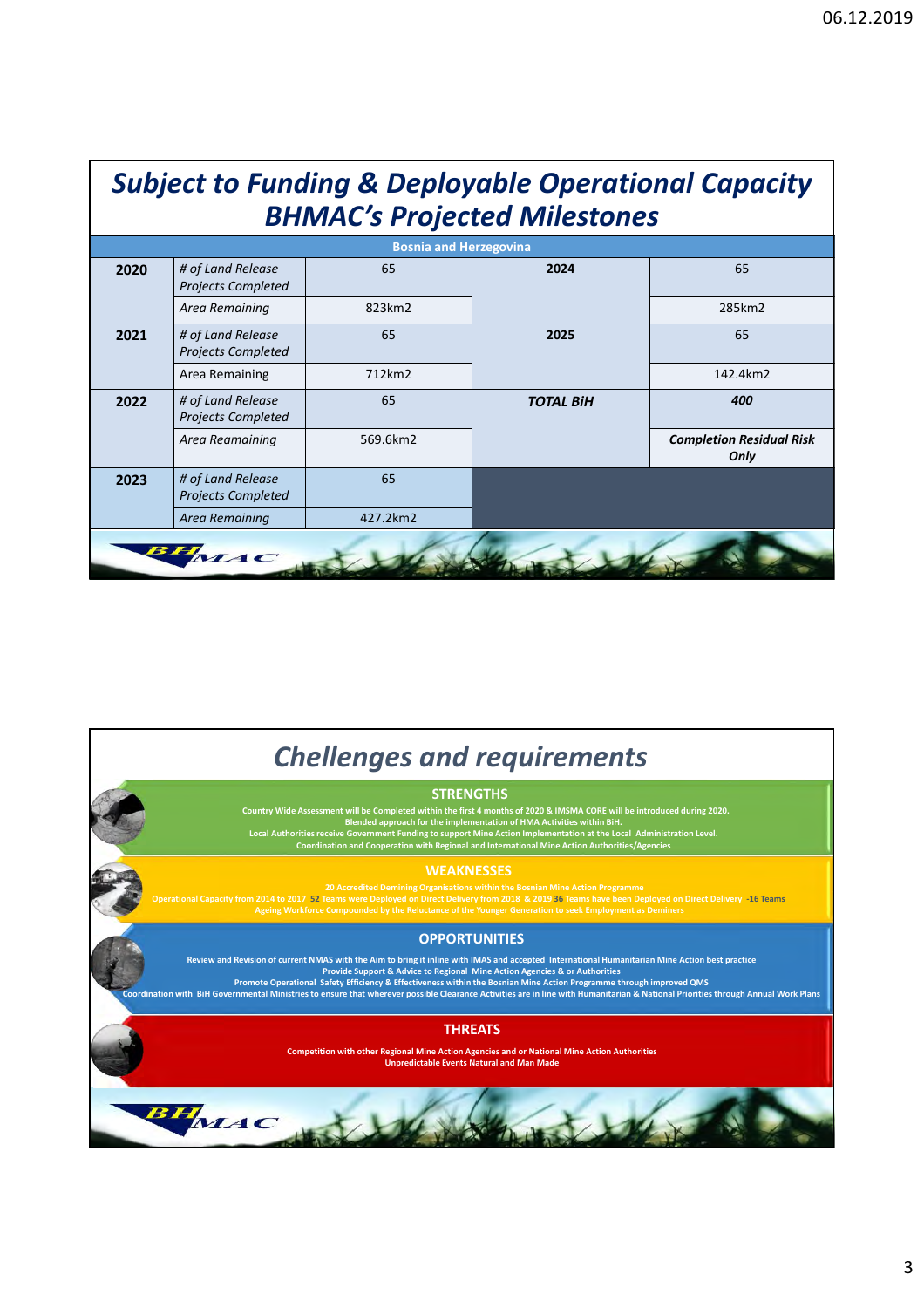# Subject to Funding & Deployable Operational Capacity BHMAC's Projected Milestones

| Bosnia and Herzegovina | | | | |
|---|---|---|---|---|
| **2020** | *# of Land Release Projects Completed* | 65 | **2024** | 65 |
| | *Area Remaining* | 823km2 | | 285km2 |
| **2021** | *# of Land Release Projects Completed* | 65 | **2025** | 65 |
| | Area Remaining | 712km2 | | 142.4km2 |
| **2022** | *# of Land Release Projects Completed* | 65 | ***TOTAL BiH*** | ***400*** |
| | *Area Reamaining* | 569.6km2 | | ***Completion Residual Risk Only*** |
| **2023** | *# of Land Release Projects Completed* | 65 | | |
| | *Area Remaining* | 427.2km2 | | |

# Chellenges and requirements

## STRENGTHS

Country Wide Assessment will be Completed within the first 4 months of 2020 & IMSMA CORE will be introduced during 2020.
Blended approach for the implementation of HMA Activities within BiH.
Local Authorities receive Government Funding to support Mine Action Implementation at the Local Administration Level.
Coordination and Cooperation with Regional and International Mine Action Authorities/Agencies

## WEAKNESSES

20 Accredited Demining Organisations within the Bosnian Mine Action Programme
Operational Capacity from 2014 to 2017 52 Teams were Deployed on Direct Delivery from 2018 & 2019 36 Teams have been Deployed on Direct Delivery -16 Teams
Ageing Workforce Compounded by the Reluctance of the Younger Generation to seek Employment as Deminers

## OPPORTUNITIES

Review and Revision of current NMAS with the Aim to bring it inline with IMAS and accepted International Humanitarian Mine Action best practice
Provide Support & Advice to Regional Mine Action Agencies & or Authorities
Promote Operational Safety Efficiency & Effectiveness within the Bosnian Mine Action Programme through improved QMS
Coordination with BiH Governmental Ministries to ensure that wherever possible Clearance Activities are in line with Humanitarian & National Priorities through Annual Work Plans

## THREATS

Competition with other Regional Mine Action Agencies and or National Mine Action Authorities
Unpredictable Events Natural and Man Made